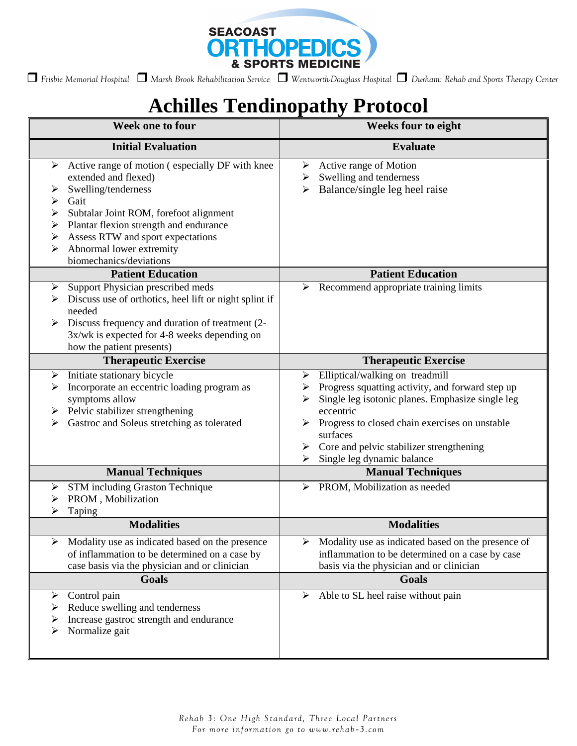SEACOAST ORTHOPEDICS & SPORTS MEDICINE

❒ Frisbie Memorial Hospital ❒ Marsh Brook Rehabilitation Service ❒ Wentworth-Douglass Hospital ❒ Durham: Rehab and Sports Therapy Center

# Achilles Tendinopathy Protocol

| Week one to four | Weeks four to eight |
|---|---|
| **Initial Evaluation** | **Evaluate** |
| ➢ Active range of motion ( especially DF with knee extended and flexed)<br>➢ Swelling/tenderness<br>➢ Gait<br>➢ Subtalar Joint ROM, forefoot alignment<br>➢ Plantar flexion strength and endurance<br>➢ Assess RTW and sport expectations<br>➢ Abnormal lower extremity biomechanics/deviations | ➢ Active range of Motion<br>➢ Swelling and tenderness<br>➢ Balance/single leg heel raise |
| **Patient Education** | **Patient Education** |
| ➢ Support Physician prescribed meds<br>➢ Discuss use of orthotics, heel lift or night splint if needed<br>➢ Discuss frequency and duration of treatment (2-3x/wk is expected for 4-8 weeks depending on how the patient presents) | ➢ Recommend appropriate training limits |
| **Therapeutic Exercise** | **Therapeutic Exercise** |
| ➢ Initiate stationary bicycle<br>➢ Incorporate an eccentric loading program as symptoms allow<br>➢ Pelvic stabilizer strengthening<br>➢ Gastroc and Soleus stretching as tolerated | ➢ Elliptical/walking on treadmill<br>➢ Progress squatting activity, and forward step up<br>➢ Single leg isotonic planes. Emphasize single leg eccentric<br>➢ Progress to closed chain exercises on unstable surfaces<br>➢ Core and pelvic stabilizer strengthening<br>➢ Single leg dynamic balance |
| **Manual Techniques** | **Manual Techniques** |
| ➢ STM including Graston Technique<br>➢ PROM , Mobilization<br>➢ Taping | ➢ PROM, Mobilization as needed |
| **Modalities** | **Modalities** |
| ➢ Modality use as indicated based on the presence of inflammation to be determined on a case by case basis via the physician and or clinician | ➢ Modality use as indicated based on the presence of inflammation to be determined on a case by case basis via the physician and or clinician |
| **Goals** | **Goals** |
| ➢ Control pain<br>➢ Reduce swelling and tenderness<br>➢ Increase gastroc strength and endurance<br>➢ Normalize gait | ➢ Able to SL heel raise without pain |

*Rehab 3: One High Standard, Three Local Partners*
*For more information go to www.rehab-3.com*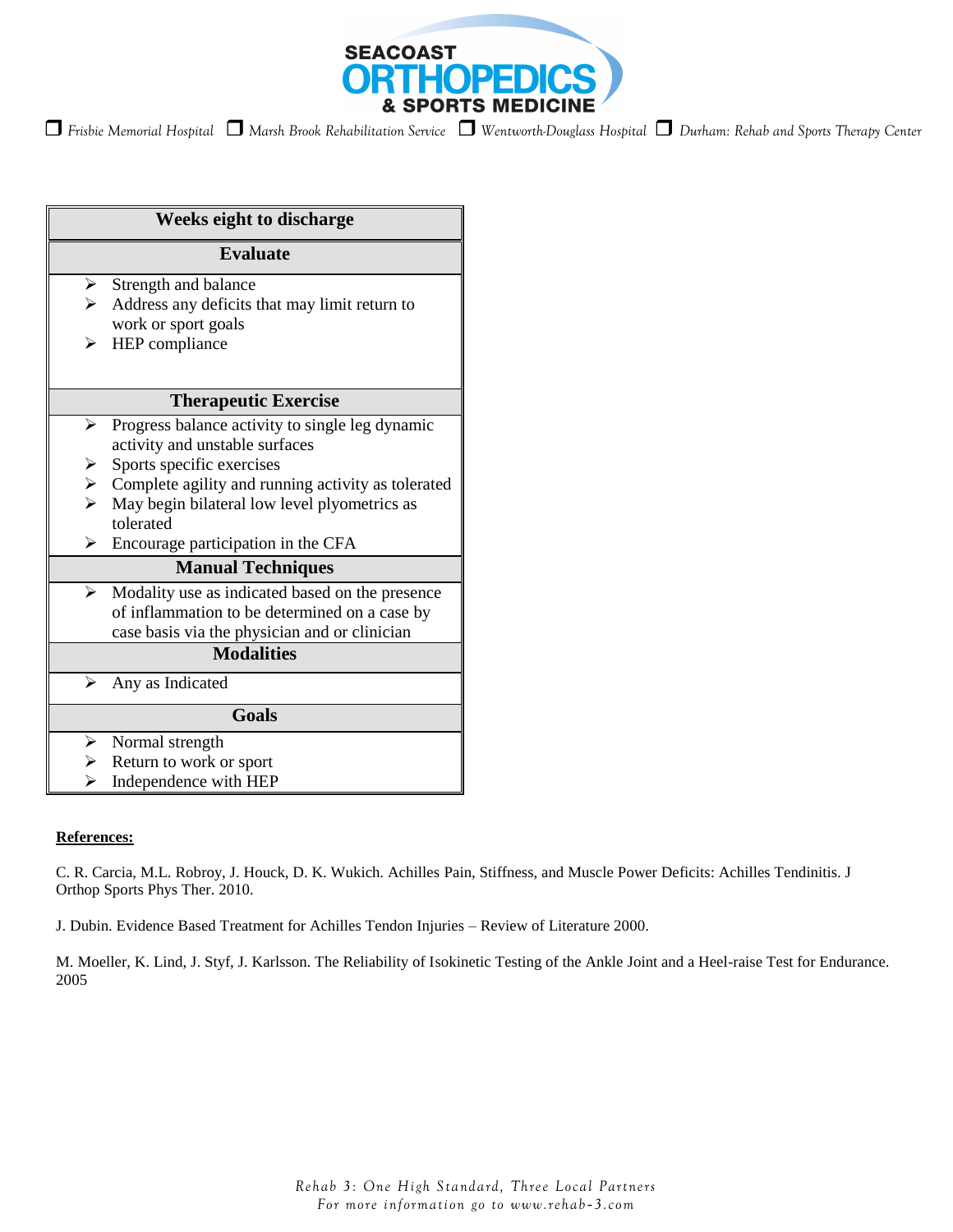☐ *Frisbie Memorial Hospital* ☐ *Marsh Brook Rehabilitation Service* ☐ *Wentworth-Douglass Hospital* ☐ *Durham: Rehab and Sports Therapy Center*

| Weeks eight to discharge |
|---|
| **Evaluate** |
| ➢ Strength and balance<br>➢ Address any deficits that may limit return to work or sport goals<br>➢ HEP compliance |
| **Therapeutic Exercise** |
| ➢ Progress balance activity to single leg dynamic activity and unstable surfaces<br>➢ Sports specific exercises<br>➢ Complete agility and running activity as tolerated<br>➢ May begin bilateral low level plyometrics as tolerated<br>➢ Encourage participation in the CFA |
| **Manual Techniques** |
| ➢ Modality use as indicated based on the presence of inflammation to be determined on a case by case basis via the physician and or clinician |
| **Modalities** |
| ➢ Any as Indicated |
| **Goals** |
| ➢ Normal strength<br>➢ Return to work or sport<br>➢ Independence with HEP |

**References:**

C. R. Carcia, M.L. Robroy, J. Houck, D. K. Wukich. Achilles Pain, Stiffness, and Muscle Power Deficits: Achilles Tendinitis. J Orthop Sports Phys Ther. 2010.

J. Dubin. Evidence Based Treatment for Achilles Tendon Injuries – Review of Literature 2000.

M. Moeller, K. Lind, J. Styf, J. Karlsson. The Reliability of Isokinetic Testing of the Ankle Joint and a Heel-raise Test for Endurance. 2005